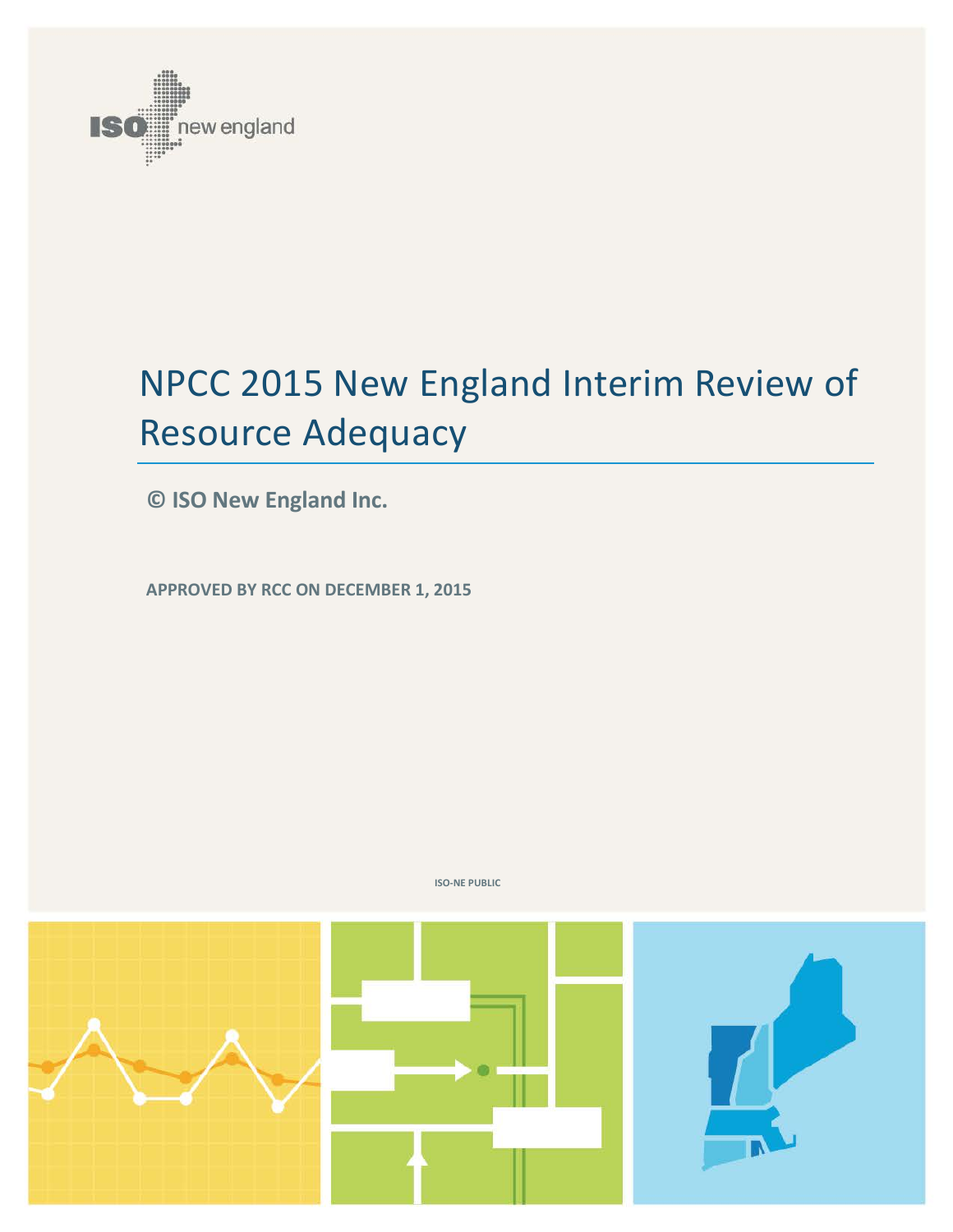ISO new england

# NPCC 2015 New England Interim Review of Resource Adequacy

**© ISO New England Inc.**

**APPROVED BY RCC ON DECEMBER 1, 2015**

ISO-NE PUBLIC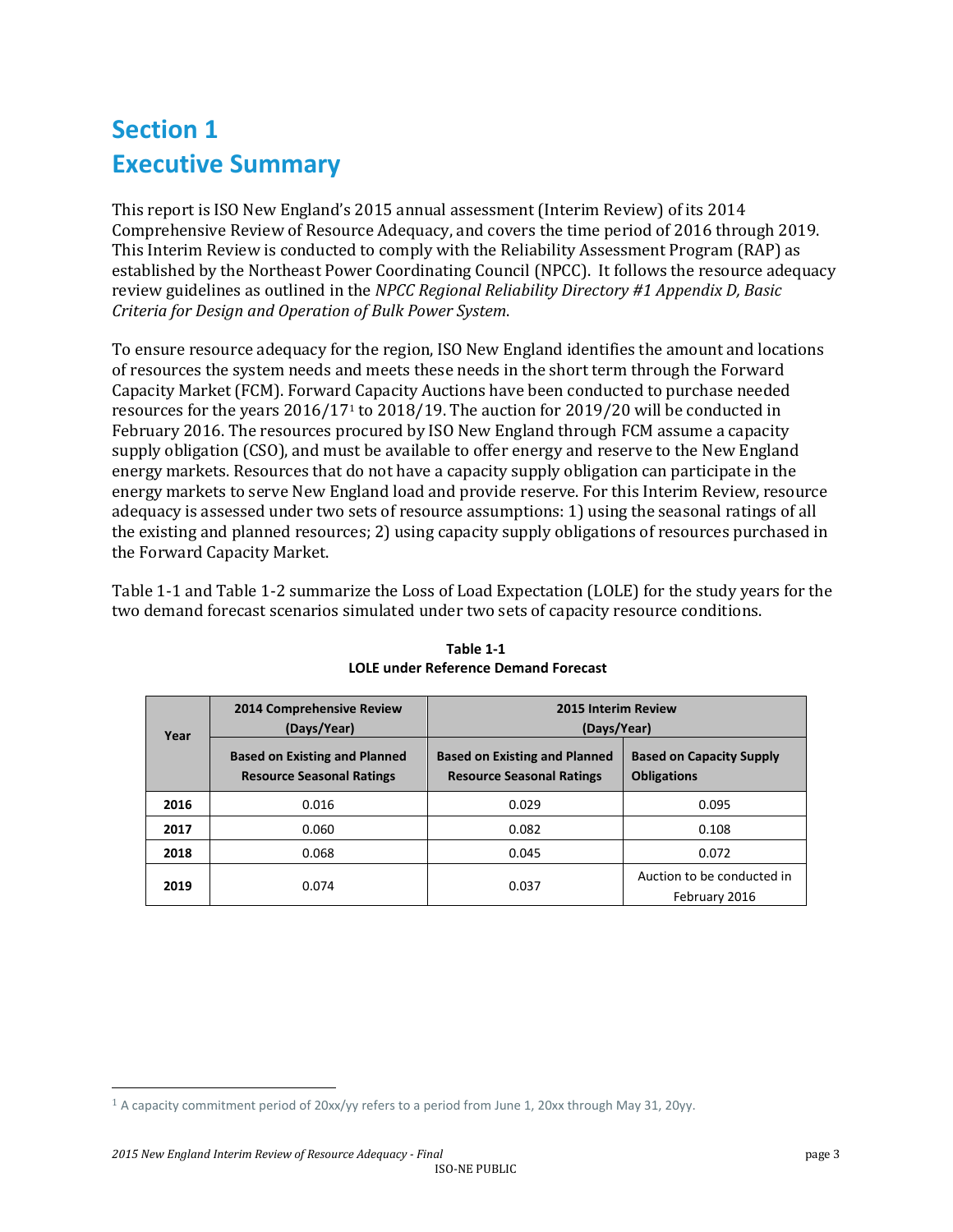# Section 1
# Executive Summary

This report is ISO New England's 2015 annual assessment (Interim Review) of its 2014 Comprehensive Review of Resource Adequacy, and covers the time period of 2016 through 2019. This Interim Review is conducted to comply with the Reliability Assessment Program (RAP) as established by the Northeast Power Coordinating Council (NPCC). It follows the resource adequacy review guidelines as outlined in the *NPCC Regional Reliability Directory #1 Appendix D, Basic Criteria for Design and Operation of Bulk Power System*.

To ensure resource adequacy for the region, ISO New England identifies the amount and locations of resources the system needs and meets these needs in the short term through the Forward Capacity Market (FCM). Forward Capacity Auctions have been conducted to purchase needed resources for the years 2016/17[1] to 2018/19. The auction for 2019/20 will be conducted in February 2016. The resources procured by ISO New England through FCM assume a capacity supply obligation (CSO), and must be available to offer energy and reserve to the New England energy markets. Resources that do not have a capacity supply obligation can participate in the energy markets to serve New England load and provide reserve. For this Interim Review, resource adequacy is assessed under two sets of resource assumptions: 1) using the seasonal ratings of all the existing and planned resources; 2) using capacity supply obligations of resources purchased in the Forward Capacity Market.

Table 1-1 and Table 1-2 summarize the Loss of Load Expectation (LOLE) for the study years for the two demand forecast scenarios simulated under two sets of capacity resource conditions.

**Table 1-1**
**LOLE under Reference Demand Forecast**

| Year | 2014 Comprehensive Review (Days/Year) | 2015 Interim Review (Days/Year) | |
|---|---|---|---|
| | **Based on Existing and Planned Resource Seasonal Ratings** | **Based on Existing and Planned Resource Seasonal Ratings** | **Based on Capacity Supply Obligations** |
| **2016** | 0.016 | 0.029 | 0.095 |
| **2017** | 0.060 | 0.082 | 0.108 |
| **2018** | 0.068 | 0.045 | 0.072 |
| **2019** | 0.074 | 0.037 | Auction to be conducted in February 2016 |

[1] A capacity commitment period of 20xx/yy refers to a period from June 1, 20xx through May 31, 20yy.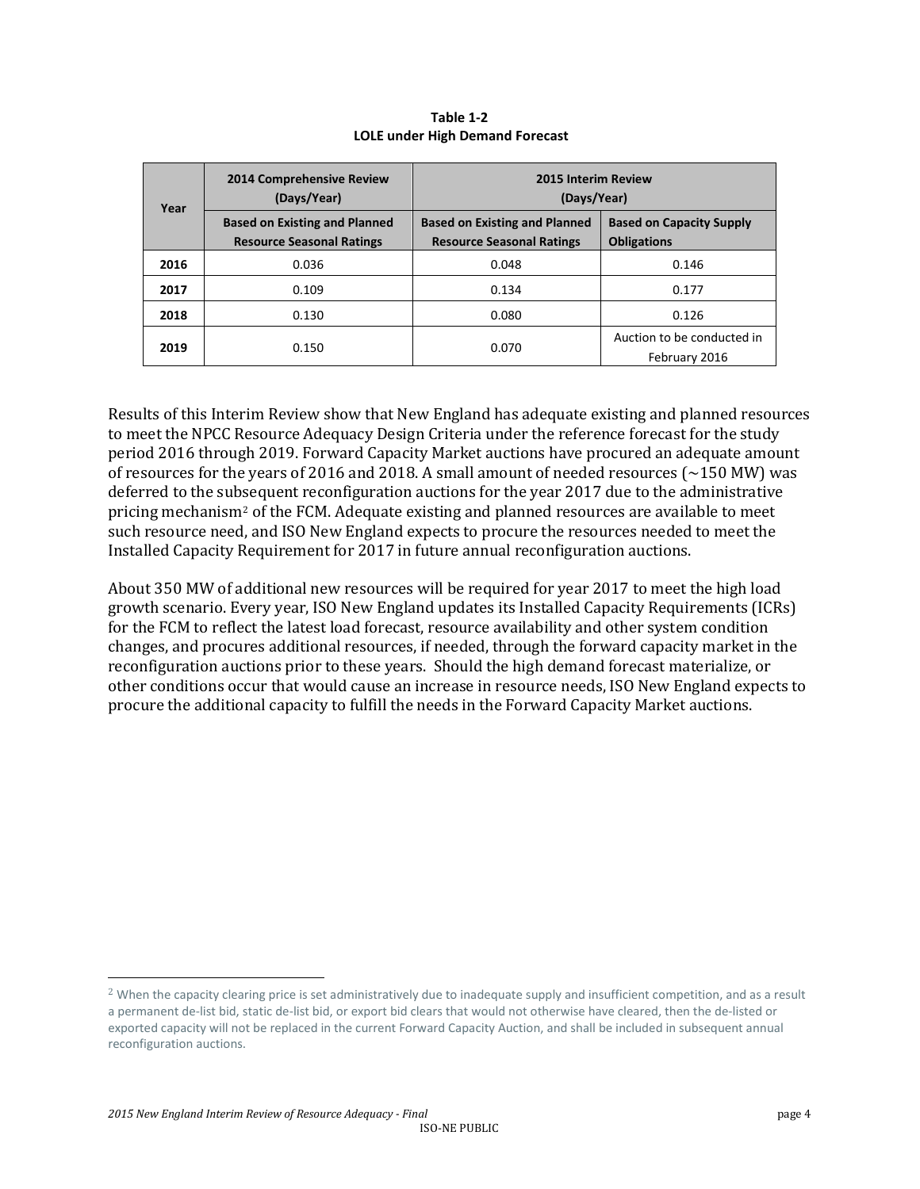**Table 1-2**
**LOLE under High Demand Forecast**

| Year | 2014 Comprehensive Review (Days/Year) | 2015 Interim Review (Days/Year) | |
|---|---|---|---|
| | Based on Existing and Planned Resource Seasonal Ratings | Based on Existing and Planned Resource Seasonal Ratings | Based on Capacity Supply Obligations |
| **2016** | 0.036 | 0.048 | 0.146 |
| **2017** | 0.109 | 0.134 | 0.177 |
| **2018** | 0.130 | 0.080 | 0.126 |
| **2019** | 0.150 | 0.070 | Auction to be conducted in February 2016 |

Results of this Interim Review show that New England has adequate existing and planned resources to meet the NPCC Resource Adequacy Design Criteria under the reference forecast for the study period 2016 through 2019. Forward Capacity Market auctions have procured an adequate amount of resources for the years of 2016 and 2018. A small amount of needed resources (~150 MW) was deferred to the subsequent reconfiguration auctions for the year 2017 due to the administrative pricing mechanism[2] of the FCM. Adequate existing and planned resources are available to meet such resource need, and ISO New England expects to procure the resources needed to meet the Installed Capacity Requirement for 2017 in future annual reconfiguration auctions.

About 350 MW of additional new resources will be required for year 2017 to meet the high load growth scenario. Every year, ISO New England updates its Installed Capacity Requirements (ICRs) for the FCM to reflect the latest load forecast, resource availability and other system condition changes, and procures additional resources, if needed, through the forward capacity market in the reconfiguration auctions prior to these years. Should the high demand forecast materialize, or other conditions occur that would cause an increase in resource needs, ISO New England expects to procure the additional capacity to fulfill the needs in the Forward Capacity Market auctions.

[2] When the capacity clearing price is set administratively due to inadequate supply and insufficient competition, and as a result a permanent de-list bid, static de-list bid, or export bid clears that would not otherwise have cleared, then the de-listed or exported capacity will not be replaced in the current Forward Capacity Auction, and shall be included in subsequent annual reconfiguration auctions.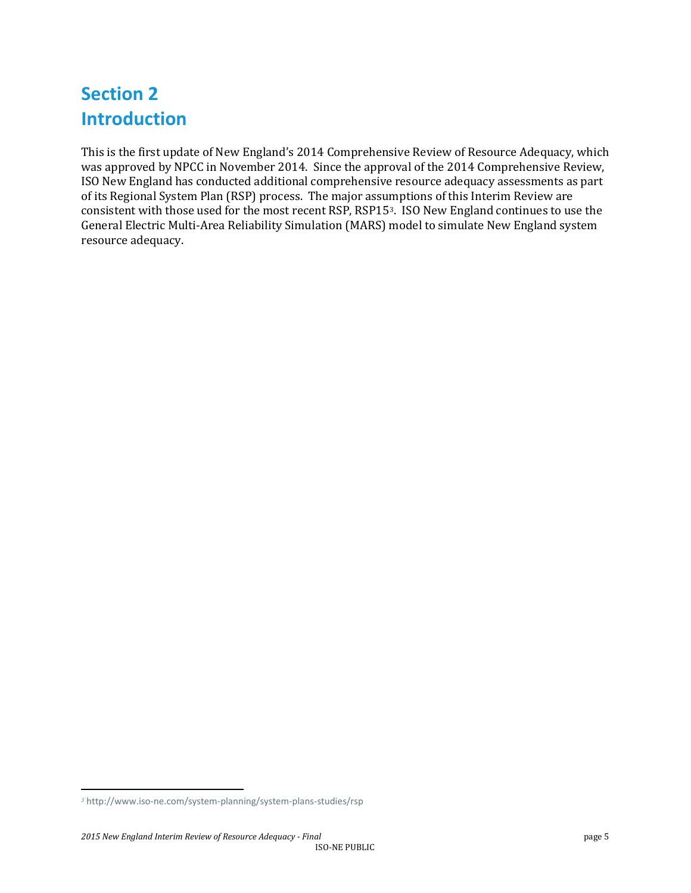# Section 2
# Introduction

This is the first update of New England's 2014 Comprehensive Review of Resource Adequacy, which was approved by NPCC in November 2014. Since the approval of the 2014 Comprehensive Review, ISO New England has conducted additional comprehensive resource adequacy assessments as part of its Regional System Plan (RSP) process. The major assumptions of this Interim Review are consistent with those used for the most recent RSP, RSP15[3]. ISO New England continues to use the General Electric Multi-Area Reliability Simulation (MARS) model to simulate New England system resource adequacy.

[3] http://www.iso-ne.com/system-planning/system-plans-studies/rsp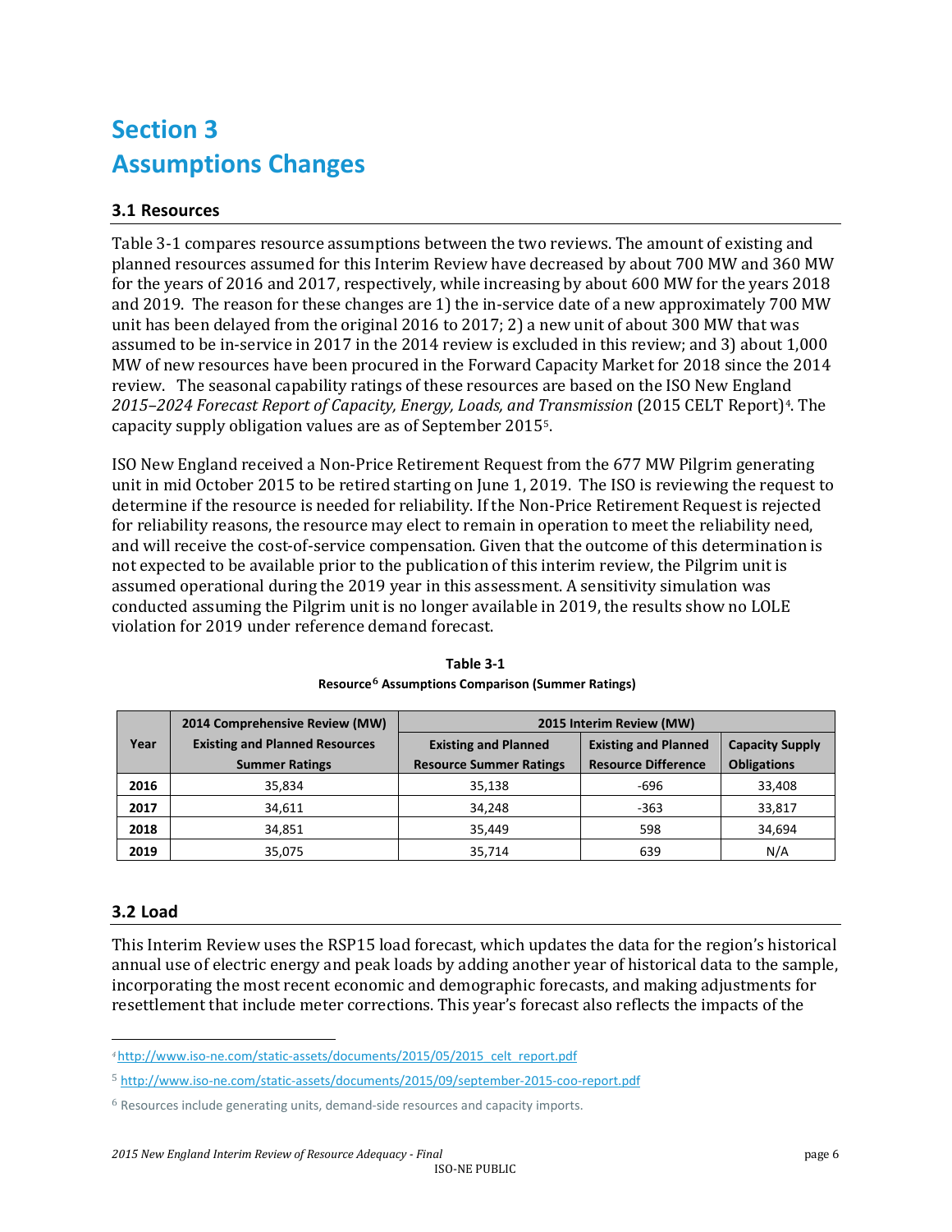# Section 3
# Assumptions Changes

## 3.1 Resources

Table 3-1 compares resource assumptions between the two reviews. The amount of existing and planned resources assumed for this Interim Review have decreased by about 700 MW and 360 MW for the years of 2016 and 2017, respectively, while increasing by about 600 MW for the years 2018 and 2019. The reason for these changes are 1) the in-service date of a new approximately 700 MW unit has been delayed from the original 2016 to 2017; 2) a new unit of about 300 MW that was assumed to be in-service in 2017 in the 2014 review is excluded in this review; and 3) about 1,000 MW of new resources have been procured in the Forward Capacity Market for 2018 since the 2014 review. The seasonal capability ratings of these resources are based on the ISO New England *2015–2024 Forecast Report of Capacity, Energy, Loads, and Transmission* (2015 CELT Report)[4]. The capacity supply obligation values are as of September 2015[5].

ISO New England received a Non-Price Retirement Request from the 677 MW Pilgrim generating unit in mid October 2015 to be retired starting on June 1, 2019. The ISO is reviewing the request to determine if the resource is needed for reliability. If the Non-Price Retirement Request is rejected for reliability reasons, the resource may elect to remain in operation to meet the reliability need, and will receive the cost-of-service compensation. Given that the outcome of this determination is not expected to be available prior to the publication of this interim review, the Pilgrim unit is assumed operational during the 2019 year in this assessment. A sensitivity simulation was conducted assuming the Pilgrim unit is no longer available in 2019, the results show no LOLE violation for 2019 under reference demand forecast.

**Table 3-1**
**Resource[6] Assumptions Comparison (Summer Ratings)**

| Year | 2014 Comprehensive Review (MW) | 2015 Interim Review (MW) | | |
|---|---|---|---|---|
| | Existing and Planned Resources Summer Ratings | Existing and Planned Resource Summer Ratings | Existing and Planned Resource Difference | Capacity Supply Obligations |
| **2016** | 35,834 | 35,138 | -696 | 33,408 |
| **2017** | 34,611 | 34,248 | -363 | 33,817 |
| **2018** | 34,851 | 35,449 | 598 | 34,694 |
| **2019** | 35,075 | 35,714 | 639 | N/A |

## 3.2 Load

This Interim Review uses the RSP15 load forecast, which updates the data for the region's historical annual use of electric energy and peak loads by adding another year of historical data to the sample, incorporating the most recent economic and demographic forecasts, and making adjustments for resettlement that include meter corrections. This year's forecast also reflects the impacts of the

---

[4] http://www.iso-ne.com/static-assets/documents/2015/05/2015_celt_report.pdf

[5] http://www.iso-ne.com/static-assets/documents/2015/09/september-2015-coo-report.pdf

[6] Resources include generating units, demand-side resources and capacity imports.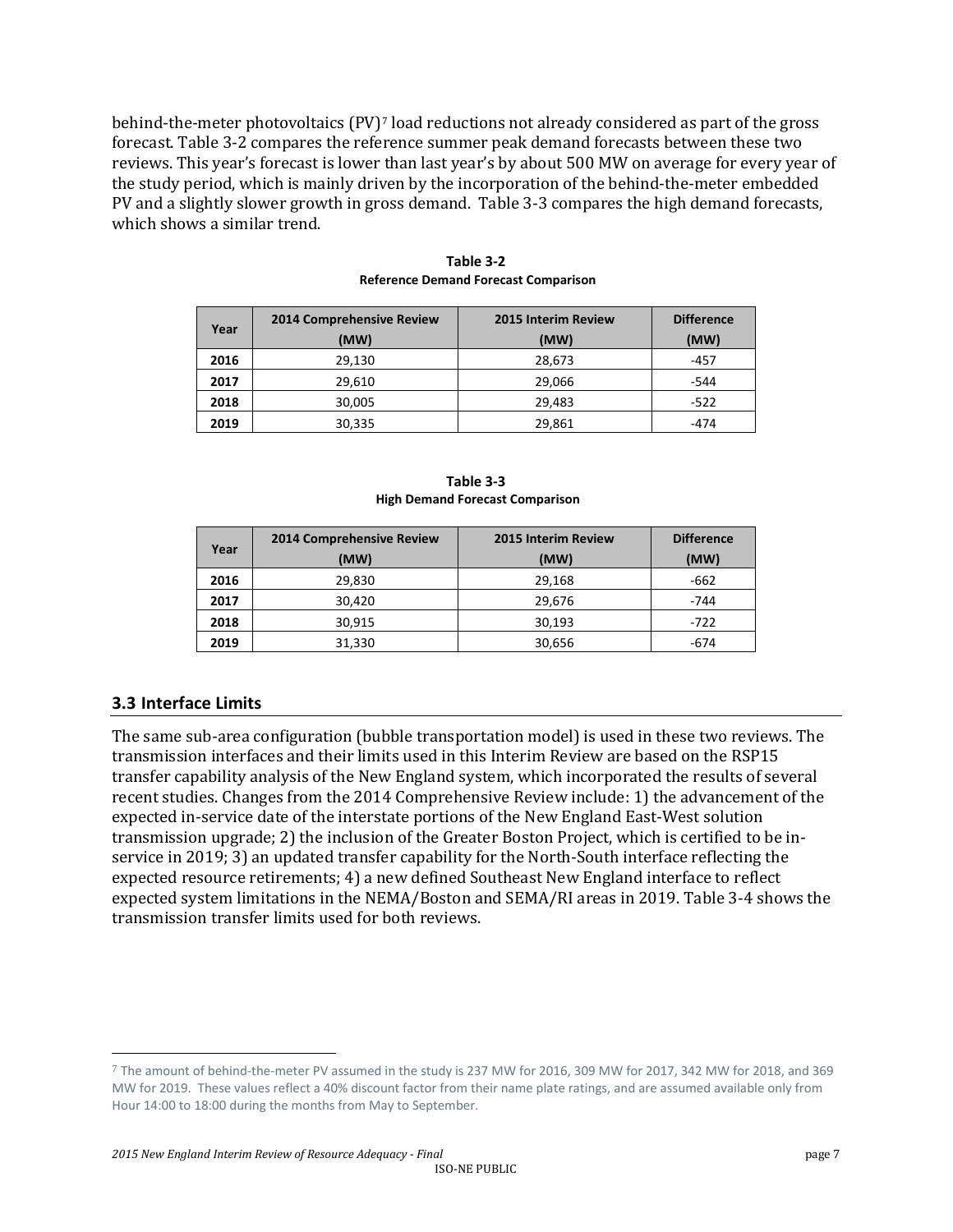behind-the-meter photovoltaics (PV)[7] load reductions not already considered as part of the gross forecast. Table 3-2 compares the reference summer peak demand forecasts between these two reviews. This year's forecast is lower than last year's by about 500 MW on average for every year of the study period, which is mainly driven by the incorporation of the behind-the-meter embedded PV and a slightly slower growth in gross demand. Table 3-3 compares the high demand forecasts, which shows a similar trend.

**Table 3-2**
**Reference Demand Forecast Comparison**

| Year | 2014 Comprehensive Review (MW) | 2015 Interim Review (MW) | Difference (MW) |
|---|---|---|---|
| **2016** | 29,130 | 28,673 | -457 |
| **2017** | 29,610 | 29,066 | -544 |
| **2018** | 30,005 | 29,483 | -522 |
| **2019** | 30,335 | 29,861 | -474 |

**Table 3-3**
**High Demand Forecast Comparison**

| Year | 2014 Comprehensive Review (MW) | 2015 Interim Review (MW) | Difference (MW) |
|---|---|---|---|
| **2016** | 29,830 | 29,168 | -662 |
| **2017** | 30,420 | 29,676 | -744 |
| **2018** | 30,915 | 30,193 | -722 |
| **2019** | 31,330 | 30,656 | -674 |

## 3.3 Interface Limits

The same sub-area configuration (bubble transportation model) is used in these two reviews. The transmission interfaces and their limits used in this Interim Review are based on the RSP15 transfer capability analysis of the New England system, which incorporated the results of several recent studies. Changes from the 2014 Comprehensive Review include: 1) the advancement of the expected in-service date of the interstate portions of the New England East-West solution transmission upgrade; 2) the inclusion of the Greater Boston Project, which is certified to be in-service in 2019; 3) an updated transfer capability for the North-South interface reflecting the expected resource retirements; 4) a new defined Southeast New England interface to reflect expected system limitations in the NEMA/Boston and SEMA/RI areas in 2019. Table 3-4 shows the transmission transfer limits used for both reviews.

[7] The amount of behind-the-meter PV assumed in the study is 237 MW for 2016, 309 MW for 2017, 342 MW for 2018, and 369 MW for 2019. These values reflect a 40% discount factor from their name plate ratings, and are assumed available only from Hour 14:00 to 18:00 during the months from May to September.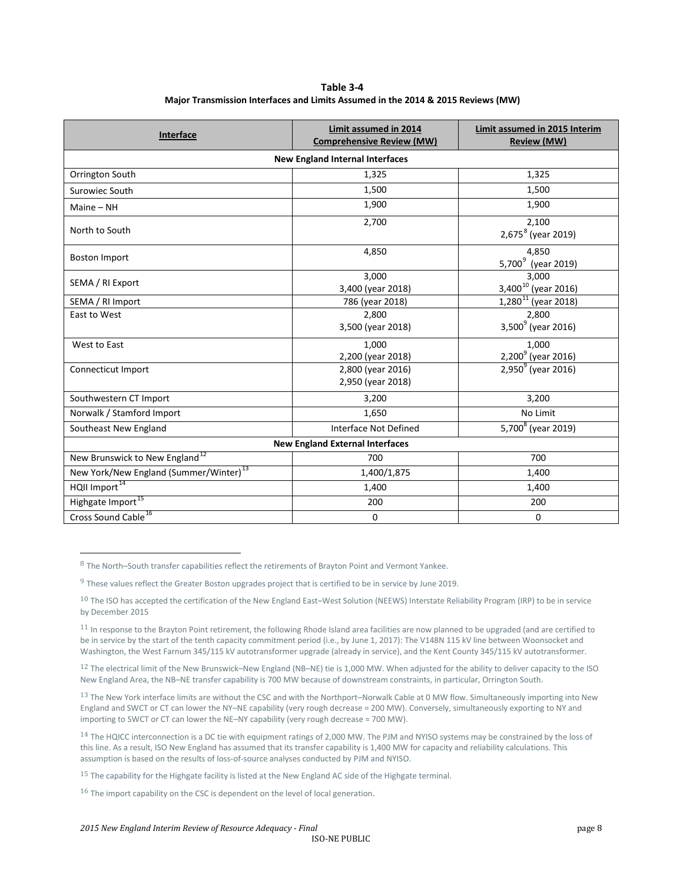**Table 3-4**
**Major Transmission Interfaces and Limits Assumed in the 2014 & 2015 Reviews (MW)**

| Interface | Limit assumed in 2014 Comprehensive Review (MW) | Limit assumed in 2015 Interim Review (MW) |
|---|---|---|
| **New England Internal Interfaces** | | |
| Orrington South | 1,325 | 1,325 |
| Surowiec South | 1,500 | 1,500 |
| Maine – NH | 1,900 | 1,900 |
| North to South | 2,700 | 2,100<br>2,675[8] (year 2019) |
| Boston Import | 4,850 | 4,850<br>5,700[9] (year 2019) |
| SEMA / RI Export | 3,000<br>3,400 (year 2018) | 3,000<br>3,400[10] (year 2016) |
| SEMA / RI Import | 786 (year 2018) | 1,280[11] (year 2018) |
| East to West | 2,800<br>3,500 (year 2018) | 2,800<br>3,500[9] (year 2016) |
| West to East | 1,000<br>2,200 (year 2018) | 1,000<br>2,200[9] (year 2016) |
| Connecticut Import | 2,800 (year 2016)<br>2,950 (year 2018) | 2,950[9] (year 2016) |
| Southwestern CT Import | 3,200 | 3,200 |
| Norwalk / Stamford Import | 1,650 | No Limit |
| Southeast New England | Interface Not Defined | 5,700[8] (year 2019) |
| **New England External Interfaces** | | |
| New Brunswick to New England[12] | 700 | 700 |
| New York/New England (Summer/Winter)[13] | 1,400/1,875 | 1,400 |
| HQII Import[14] | 1,400 | 1,400 |
| Highgate Import[15] | 200 | 200 |
| Cross Sound Cable[16] | 0 | 0 |

[8] The North–South transfer capabilities reflect the retirements of Brayton Point and Vermont Yankee.

[9] These values reflect the Greater Boston upgrades project that is certified to be in service by June 2019.

[10] The ISO has accepted the certification of the New England East–West Solution (NEEWS) Interstate Reliability Program (IRP) to be in service by December 2015

[11] In response to the Brayton Point retirement, the following Rhode Island area facilities are now planned to be upgraded (and are certified to be in service by the start of the tenth capacity commitment period (i.e., by June 1, 2017): The V148N 115 kV line between Woonsocket and Washington, the West Farnum 345/115 kV autotransformer upgrade (already in service), and the Kent County 345/115 kV autotransformer.

[12] The electrical limit of the New Brunswick–New England (NB–NE) tie is 1,000 MW. When adjusted for the ability to deliver capacity to the ISO New England Area, the NB–NE transfer capability is 700 MW because of downstream constraints, in particular, Orrington South.

[13] The New York interface limits are without the CSC and with the Northport–Norwalk Cable at 0 MW flow. Simultaneously importing into New England and SWCT or CT can lower the NY–NE capability (very rough decrease = 200 MW). Conversely, simultaneously exporting to NY and importing to SWCT or CT can lower the NE–NY capability (very rough decrease = 700 MW).

[14] The HQICC interconnection is a DC tie with equipment ratings of 2,000 MW. The PJM and NYISO systems may be constrained by the loss of this line. As a result, ISO New England has assumed that its transfer capability is 1,400 MW for capacity and reliability calculations. This assumption is based on the results of loss-of-source analyses conducted by PJM and NYISO.

[15] The capability for the Highgate facility is listed at the New England AC side of the Highgate terminal.

[16] The import capability on the CSC is dependent on the level of local generation.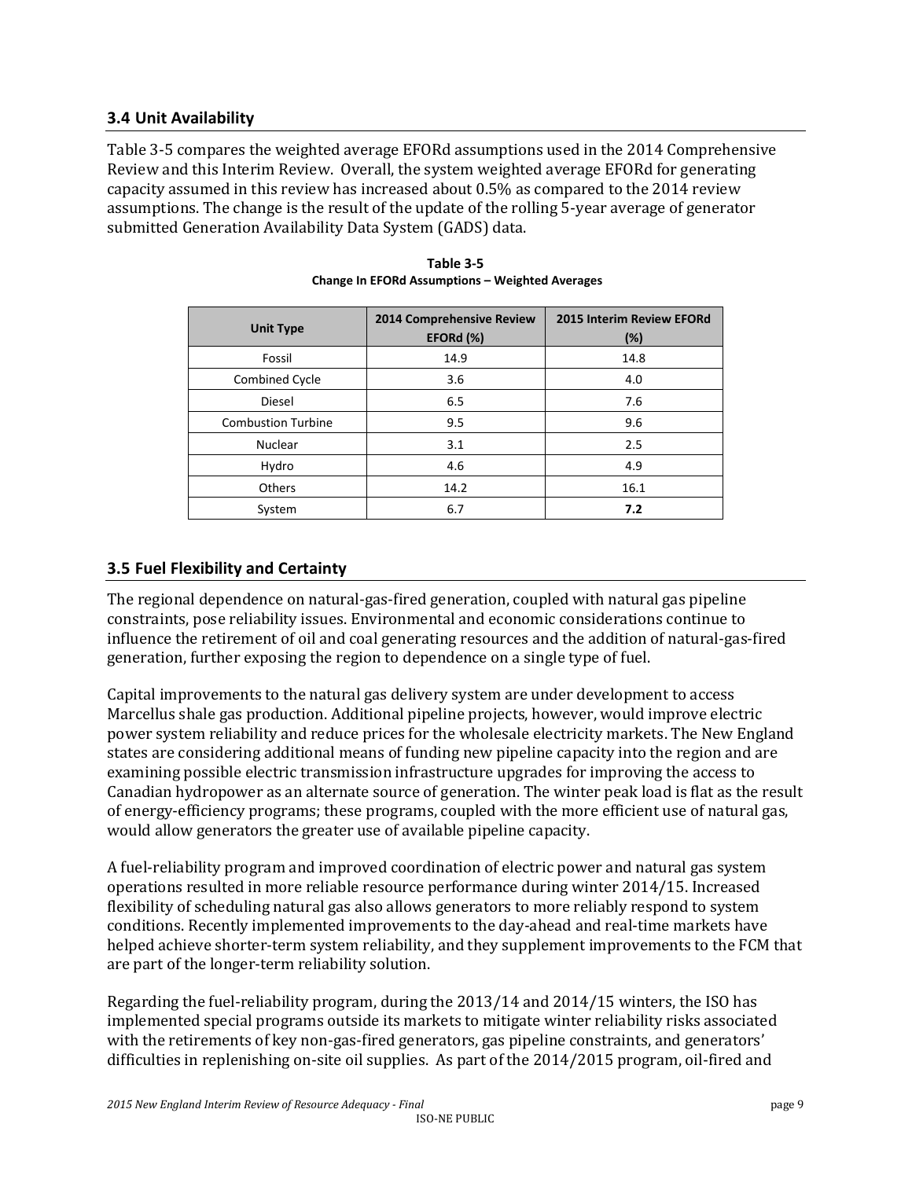## 3.4 Unit Availability

Table 3-5 compares the weighted average EFORd assumptions used in the 2014 Comprehensive Review and this Interim Review. Overall, the system weighted average EFORd for generating capacity assumed in this review has increased about 0.5% as compared to the 2014 review assumptions. The change is the result of the update of the rolling 5-year average of generator submitted Generation Availability Data System (GADS) data.

**Table 3-5**
**Change In EFORd Assumptions – Weighted Averages**

| Unit Type | 2014 Comprehensive Review EFORd (%) | 2015 Interim Review EFORd (%) |
|---|---|---|
| Fossil | 14.9 | 14.8 |
| Combined Cycle | 3.6 | 4.0 |
| Diesel | 6.5 | 7.6 |
| Combustion Turbine | 9.5 | 9.6 |
| Nuclear | 3.1 | 2.5 |
| Hydro | 4.6 | 4.9 |
| Others | 14.2 | 16.1 |
| System | 6.7 | **7.2** |

## 3.5 Fuel Flexibility and Certainty

The regional dependence on natural-gas-fired generation, coupled with natural gas pipeline constraints, pose reliability issues. Environmental and economic considerations continue to influence the retirement of oil and coal generating resources and the addition of natural-gas-fired generation, further exposing the region to dependence on a single type of fuel.

Capital improvements to the natural gas delivery system are under development to access Marcellus shale gas production. Additional pipeline projects, however, would improve electric power system reliability and reduce prices for the wholesale electricity markets. The New England states are considering additional means of funding new pipeline capacity into the region and are examining possible electric transmission infrastructure upgrades for improving the access to Canadian hydropower as an alternate source of generation. The winter peak load is flat as the result of energy-efficiency programs; these programs, coupled with the more efficient use of natural gas, would allow generators the greater use of available pipeline capacity.

A fuel-reliability program and improved coordination of electric power and natural gas system operations resulted in more reliable resource performance during winter 2014/15. Increased flexibility of scheduling natural gas also allows generators to more reliably respond to system conditions. Recently implemented improvements to the day-ahead and real-time markets have helped achieve shorter-term system reliability, and they supplement improvements to the FCM that are part of the longer-term reliability solution.

Regarding the fuel-reliability program, during the 2013/14 and 2014/15 winters, the ISO has implemented special programs outside its markets to mitigate winter reliability risks associated with the retirements of key non-gas-fired generators, gas pipeline constraints, and generators' difficulties in replenishing on-site oil supplies. As part of the 2014/2015 program, oil-fired and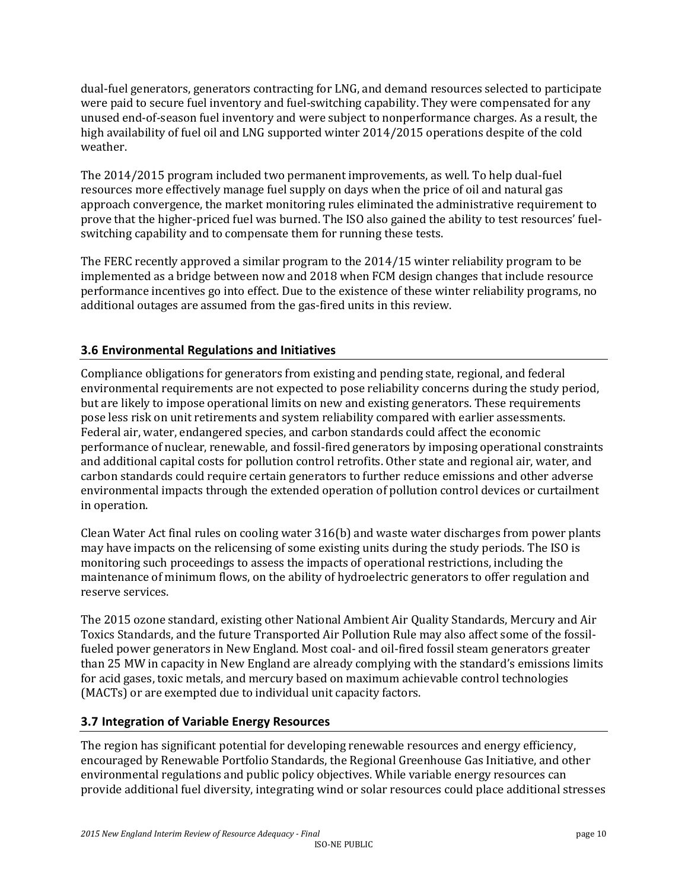dual-fuel generators, generators contracting for LNG, and demand resources selected to participate were paid to secure fuel inventory and fuel-switching capability. They were compensated for any unused end-of-season fuel inventory and were subject to nonperformance charges. As a result, the high availability of fuel oil and LNG supported winter 2014/2015 operations despite of the cold weather.

The 2014/2015 program included two permanent improvements, as well. To help dual-fuel resources more effectively manage fuel supply on days when the price of oil and natural gas approach convergence, the market monitoring rules eliminated the administrative requirement to prove that the higher-priced fuel was burned. The ISO also gained the ability to test resources' fuel-switching capability and to compensate them for running these tests.

The FERC recently approved a similar program to the 2014/15 winter reliability program to be implemented as a bridge between now and 2018 when FCM design changes that include resource performance incentives go into effect. Due to the existence of these winter reliability programs, no additional outages are assumed from the gas-fired units in this review.

## 3.6 Environmental Regulations and Initiatives

Compliance obligations for generators from existing and pending state, regional, and federal environmental requirements are not expected to pose reliability concerns during the study period, but are likely to impose operational limits on new and existing generators. These requirements pose less risk on unit retirements and system reliability compared with earlier assessments. Federal air, water, endangered species, and carbon standards could affect the economic performance of nuclear, renewable, and fossil-fired generators by imposing operational constraints and additional capital costs for pollution control retrofits. Other state and regional air, water, and carbon standards could require certain generators to further reduce emissions and other adverse environmental impacts through the extended operation of pollution control devices or curtailment in operation.

Clean Water Act final rules on cooling water 316(b) and waste water discharges from power plants may have impacts on the relicensing of some existing units during the study periods. The ISO is monitoring such proceedings to assess the impacts of operational restrictions, including the maintenance of minimum flows, on the ability of hydroelectric generators to offer regulation and reserve services.

The 2015 ozone standard, existing other National Ambient Air Quality Standards, Mercury and Air Toxics Standards, and the future Transported Air Pollution Rule may also affect some of the fossil-fueled power generators in New England. Most coal- and oil-fired fossil steam generators greater than 25 MW in capacity in New England are already complying with the standard's emissions limits for acid gases, toxic metals, and mercury based on maximum achievable control technologies (MACTs) or are exempted due to individual unit capacity factors.

## 3.7 Integration of Variable Energy Resources

The region has significant potential for developing renewable resources and energy efficiency, encouraged by Renewable Portfolio Standards, the Regional Greenhouse Gas Initiative, and other environmental regulations and public policy objectives. While variable energy resources can provide additional fuel diversity, integrating wind or solar resources could place additional stresses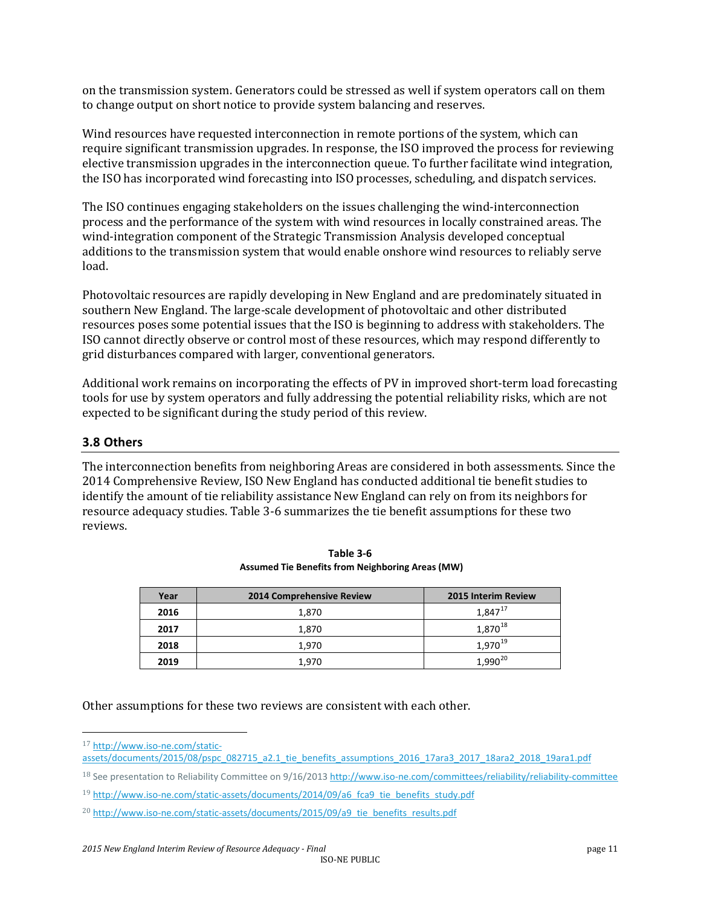on the transmission system. Generators could be stressed as well if system operators call on them to change output on short notice to provide system balancing and reserves.

Wind resources have requested interconnection in remote portions of the system, which can require significant transmission upgrades. In response, the ISO improved the process for reviewing elective transmission upgrades in the interconnection queue. To further facilitate wind integration, the ISO has incorporated wind forecasting into ISO processes, scheduling, and dispatch services.

The ISO continues engaging stakeholders on the issues challenging the wind-interconnection process and the performance of the system with wind resources in locally constrained areas. The wind-integration component of the Strategic Transmission Analysis developed conceptual additions to the transmission system that would enable onshore wind resources to reliably serve load.

Photovoltaic resources are rapidly developing in New England and are predominately situated in southern New England. The large-scale development of photovoltaic and other distributed resources poses some potential issues that the ISO is beginning to address with stakeholders. The ISO cannot directly observe or control most of these resources, which may respond differently to grid disturbances compared with larger, conventional generators.

Additional work remains on incorporating the effects of PV in improved short-term load forecasting tools for use by system operators and fully addressing the potential reliability risks, which are not expected to be significant during the study period of this review.

## 3.8 Others

The interconnection benefits from neighboring Areas are considered in both assessments. Since the 2014 Comprehensive Review, ISO New England has conducted additional tie benefit studies to identify the amount of tie reliability assistance New England can rely on from its neighbors for resource adequacy studies. Table 3-6 summarizes the tie benefit assumptions for these two reviews.

**Table 3-6**
**Assumed Tie Benefits from Neighboring Areas (MW)**

| Year | 2014 Comprehensive Review | 2015 Interim Review |
|---|---|---|
| **2016** | 1,870 | 1,847[17] |
| **2017** | 1,870 | 1,870[18] |
| **2018** | 1,970 | 1,970[19] |
| **2019** | 1,970 | 1,990[20] |

Other assumptions for these two reviews are consistent with each other.

---

[17] http://www.iso-ne.com/static-assets/documents/2015/08/pspc_082715_a2.1_tie_benefits_assumptions_2016_17ara3_2017_18ara2_2018_19ara1.pdf

[18] See presentation to Reliability Committee on 9/16/2013 http://www.iso-ne.com/committees/reliability/reliability-committee

[19] http://www.iso-ne.com/static-assets/documents/2014/09/a6_fca9_tie_benefits_study.pdf

[20] http://www.iso-ne.com/static-assets/documents/2015/09/a9_tie_benefits_results.pdf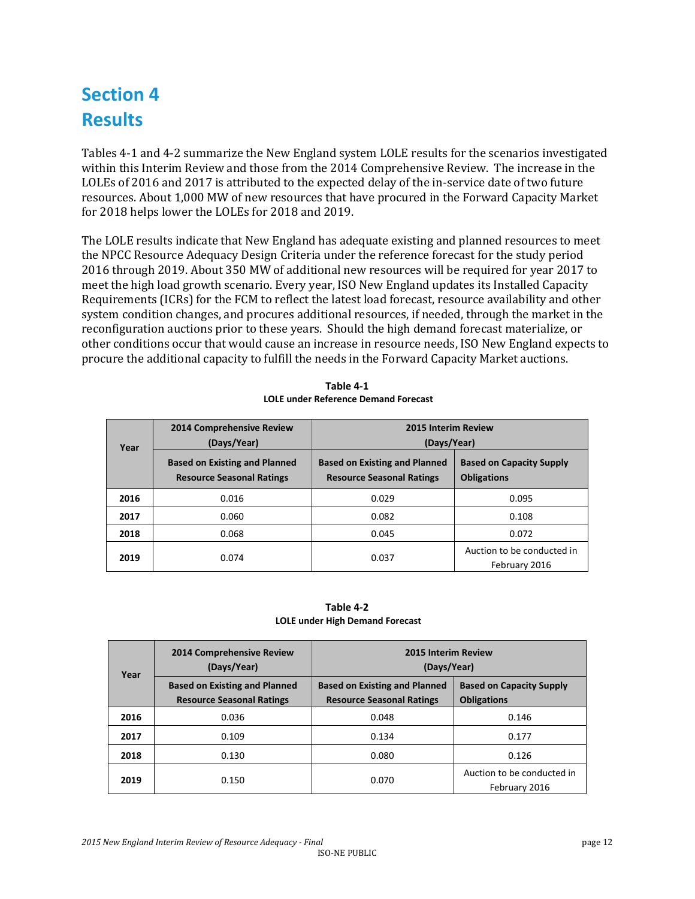# Section 4
# Results

Tables 4-1 and 4-2 summarize the New England system LOLE results for the scenarios investigated within this Interim Review and those from the 2014 Comprehensive Review. The increase in the LOLEs of 2016 and 2017 is attributed to the expected delay of the in-service date of two future resources. About 1,000 MW of new resources that have procured in the Forward Capacity Market for 2018 helps lower the LOLEs for 2018 and 2019.

The LOLE results indicate that New England has adequate existing and planned resources to meet the NPCC Resource Adequacy Design Criteria under the reference forecast for the study period 2016 through 2019. About 350 MW of additional new resources will be required for year 2017 to meet the high load growth scenario. Every year, ISO New England updates its Installed Capacity Requirements (ICRs) for the FCM to reflect the latest load forecast, resource availability and other system condition changes, and procures additional resources, if needed, through the market in the reconfiguration auctions prior to these years. Should the high demand forecast materialize, or other conditions occur that would cause an increase in resource needs, ISO New England expects to procure the additional capacity to fulfill the needs in the Forward Capacity Market auctions.

**Table 4-1**
**LOLE under Reference Demand Forecast**

| Year | 2014 Comprehensive Review (Days/Year) | 2015 Interim Review (Days/Year) | |
|---|---|---|---|
| | Based on Existing and Planned Resource Seasonal Ratings | Based on Existing and Planned Resource Seasonal Ratings | Based on Capacity Supply Obligations |
| **2016** | 0.016 | 0.029 | 0.095 |
| **2017** | 0.060 | 0.082 | 0.108 |
| **2018** | 0.068 | 0.045 | 0.072 |
| **2019** | 0.074 | 0.037 | Auction to be conducted in February 2016 |

**Table 4-2**
**LOLE under High Demand Forecast**

| Year | 2014 Comprehensive Review (Days/Year) | 2015 Interim Review (Days/Year) | |
|---|---|---|---|
| | Based on Existing and Planned Resource Seasonal Ratings | Based on Existing and Planned Resource Seasonal Ratings | Based on Capacity Supply Obligations |
| **2016** | 0.036 | 0.048 | 0.146 |
| **2017** | 0.109 | 0.134 | 0.177 |
| **2018** | 0.130 | 0.080 | 0.126 |
| **2019** | 0.150 | 0.070 | Auction to be conducted in February 2016 |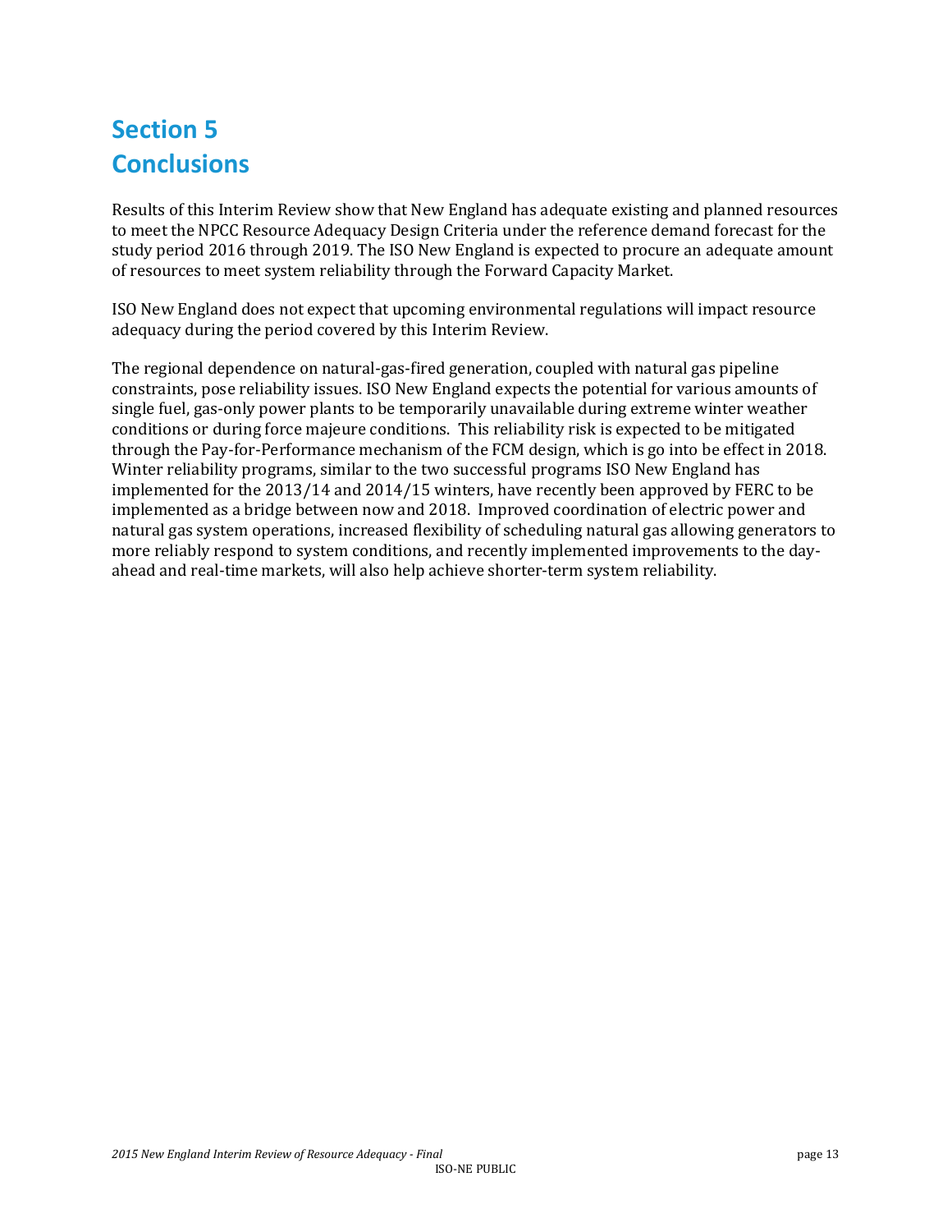# Section 5
# Conclusions

Results of this Interim Review show that New England has adequate existing and planned resources to meet the NPCC Resource Adequacy Design Criteria under the reference demand forecast for the study period 2016 through 2019. The ISO New England is expected to procure an adequate amount of resources to meet system reliability through the Forward Capacity Market.

ISO New England does not expect that upcoming environmental regulations will impact resource adequacy during the period covered by this Interim Review.

The regional dependence on natural-gas-fired generation, coupled with natural gas pipeline constraints, pose reliability issues. ISO New England expects the potential for various amounts of single fuel, gas-only power plants to be temporarily unavailable during extreme winter weather conditions or during force majeure conditions. This reliability risk is expected to be mitigated through the Pay-for-Performance mechanism of the FCM design, which is go into be effect in 2018. Winter reliability programs, similar to the two successful programs ISO New England has implemented for the 2013/14 and 2014/15 winters, have recently been approved by FERC to be implemented as a bridge between now and 2018. Improved coordination of electric power and natural gas system operations, increased flexibility of scheduling natural gas allowing generators to more reliably respond to system conditions, and recently implemented improvements to the day-ahead and real-time markets, will also help achieve shorter-term system reliability.